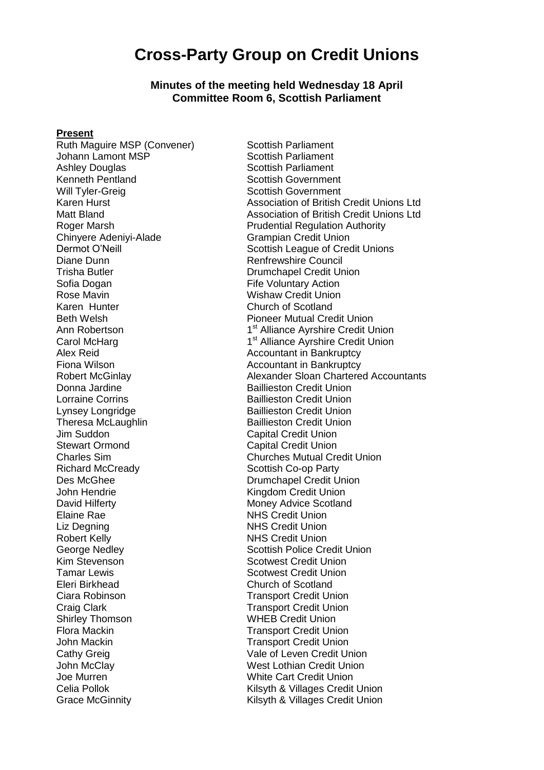# Cross-Party Group on Credit Unions

**Minutes of the meeting held Wednesday 18 April**
**Committee Room 6, Scottish Parliament**

**Present**

| | |
|---|---|
| Ruth Maguire MSP (Convener) | Scottish Parliament |
| Johann Lamont MSP | Scottish Parliament |
| Ashley Douglas | Scottish Parliament |
| Kenneth Pentland | Scottish Government |
| Will Tyler-Greig | Scottish Government |
| Karen Hurst | Association of British Credit Unions Ltd |
| Matt Bland | Association of British Credit Unions Ltd |
| Roger Marsh | Prudential Regulation Authority |
| Chinyere Adeniyi-Alade | Grampian Credit Union |
| Dermot O'Neill | Scottish League of Credit Unions |
| Diane Dunn | Renfrewshire Council |
| Trisha Butler | Drumchapel Credit Union |
| Sofia Dogan | Fife Voluntary Action |
| Rose Mavin | Wishaw Credit Union |
| Karen Hunter | Church of Scotland |
| Beth Welsh | Pioneer Mutual Credit Union |
| Ann Robertson | 1st Alliance Ayrshire Credit Union |
| Carol McHarg | 1st Alliance Ayrshire Credit Union |
| Alex Reid | Accountant in Bankruptcy |
| Fiona Wilson | Accountant in Bankruptcy |
| Robert McGinlay | Alexander Sloan Chartered Accountants |
| Donna Jardine | Baillieston Credit Union |
| Lorraine Corrins | Baillieston Credit Union |
| Lynsey Longridge | Baillieston Credit Union |
| Theresa McLaughlin | Baillieston Credit Union |
| Jim Suddon | Capital Credit Union |
| Stewart Ormond | Capital Credit Union |
| Charles Sim | Churches Mutual Credit Union |
| Richard McCready | Scottish Co-op Party |
| Des McGhee | Drumchapel Credit Union |
| John Hendrie | Kingdom Credit Union |
| David Hilferty | Money Advice Scotland |
| Elaine Rae | NHS Credit Union |
| Liz Degning | NHS Credit Union |
| Robert Kelly | NHS Credit Union |
| George Nedley | Scottish Police Credit Union |
| Kim Stevenson | Scotwest Credit Union |
| Tamar Lewis | Scotwest Credit Union |
| Eleri Birkhead | Church of Scotland |
| Ciara Robinson | Transport Credit Union |
| Craig Clark | Transport Credit Union |
| Shirley Thomson | WHEB Credit Union |
| Flora Mackin | Transport Credit Union |
| John Mackin | Transport Credit Union |
| Cathy Greig | Vale of Leven Credit Union |
| John McClay | West Lothian Credit Union |
| Joe Murren | White Cart Credit Union |
| Celia Pollok | Kilsyth & Villages Credit Union |
| Grace McGinnity | Kilsyth & Villages Credit Union |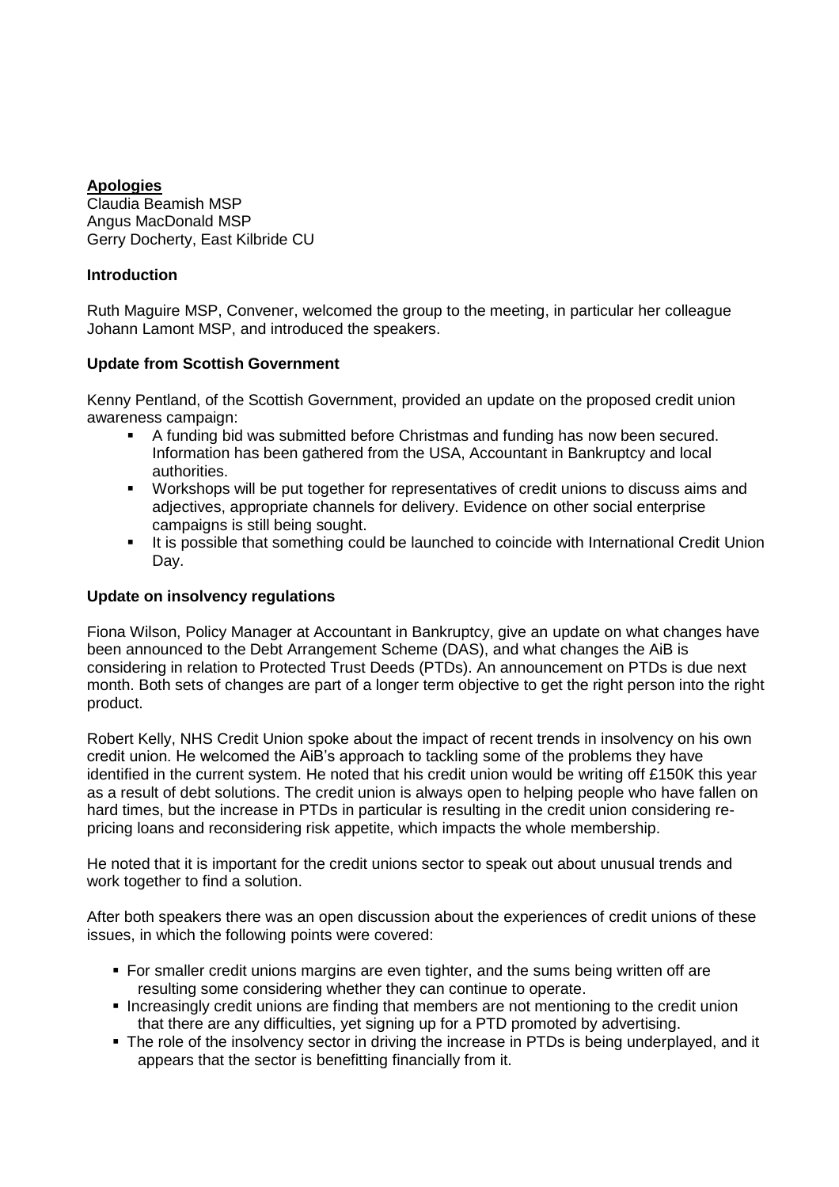## Apologies

Claudia Beamish MSP
Angus MacDonald MSP
Gerry Docherty, East Kilbride CU

### Introduction

Ruth Maguire MSP, Convener, welcomed the group to the meeting, in particular her colleague Johann Lamont MSP, and introduced the speakers.

### Update from Scottish Government

Kenny Pentland, of the Scottish Government, provided an update on the proposed credit union awareness campaign:

- A funding bid was submitted before Christmas and funding has now been secured. Information has been gathered from the USA, Accountant in Bankruptcy and local authorities.
- Workshops will be put together for representatives of credit unions to discuss aims and adjectives, appropriate channels for delivery. Evidence on other social enterprise campaigns is still being sought.
- It is possible that something could be launched to coincide with International Credit Union Day.

### Update on insolvency regulations

Fiona Wilson, Policy Manager at Accountant in Bankruptcy, give an update on what changes have been announced to the Debt Arrangement Scheme (DAS), and what changes the AiB is considering in relation to Protected Trust Deeds (PTDs). An announcement on PTDs is due next month. Both sets of changes are part of a longer term objective to get the right person into the right product.

Robert Kelly, NHS Credit Union spoke about the impact of recent trends in insolvency on his own credit union. He welcomed the AiB's approach to tackling some of the problems they have identified in the current system. He noted that his credit union would be writing off £150K this year as a result of debt solutions. The credit union is always open to helping people who have fallen on hard times, but the increase in PTDs in particular is resulting in the credit union considering re-pricing loans and reconsidering risk appetite, which impacts the whole membership.

He noted that it is important for the credit unions sector to speak out about unusual trends and work together to find a solution.

After both speakers there was an open discussion about the experiences of credit unions of these issues, in which the following points were covered:

- For smaller credit unions margins are even tighter, and the sums being written off are resulting some considering whether they can continue to operate.
- Increasingly credit unions are finding that members are not mentioning to the credit union that there are any difficulties, yet signing up for a PTD promoted by advertising.
- The role of the insolvency sector in driving the increase in PTDs is being underplayed, and it appears that the sector is benefitting financially from it.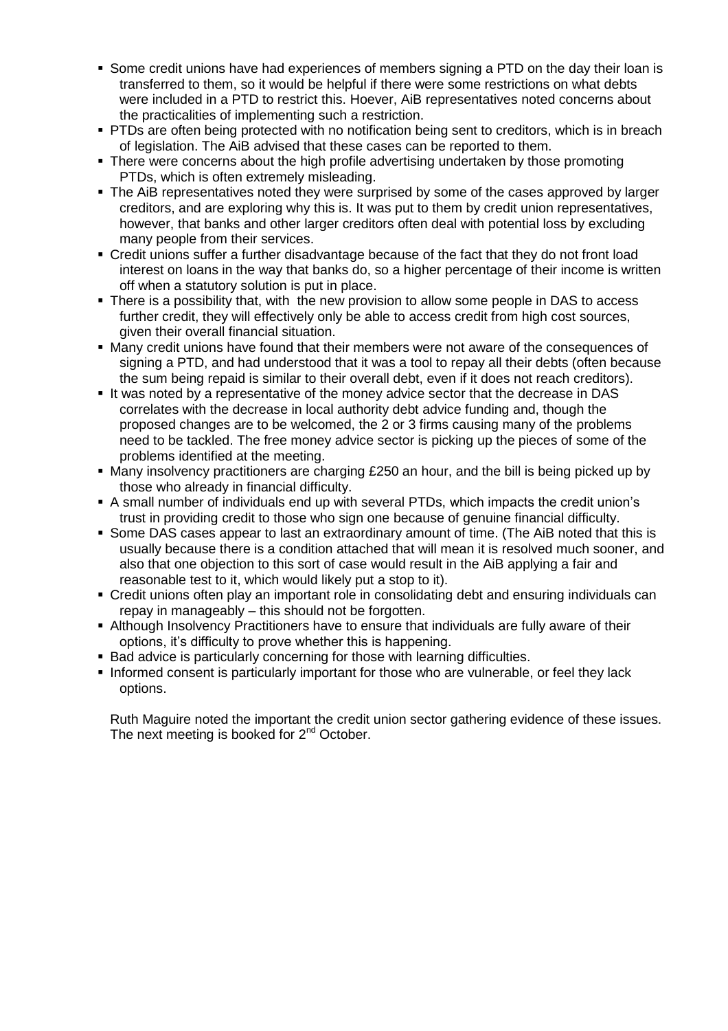- Some credit unions have had experiences of members signing a PTD on the day their loan is transferred to them, so it would be helpful if there were some restrictions on what debts were included in a PTD to restrict this. Hoever, AiB representatives noted concerns about the practicalities of implementing such a restriction.
- PTDs are often being protected with no notification being sent to creditors, which is in breach of legislation. The AiB advised that these cases can be reported to them.
- There were concerns about the high profile advertising undertaken by those promoting PTDs, which is often extremely misleading.
- The AiB representatives noted they were surprised by some of the cases approved by larger creditors, and are exploring why this is. It was put to them by credit union representatives, however, that banks and other larger creditors often deal with potential loss by excluding many people from their services.
- Credit unions suffer a further disadvantage because of the fact that they do not front load interest on loans in the way that banks do, so a higher percentage of their income is written off when a statutory solution is put in place.
- There is a possibility that, with the new provision to allow some people in DAS to access further credit, they will effectively only be able to access credit from high cost sources, given their overall financial situation.
- Many credit unions have found that their members were not aware of the consequences of signing a PTD, and had understood that it was a tool to repay all their debts (often because the sum being repaid is similar to their overall debt, even if it does not reach creditors).
- It was noted by a representative of the money advice sector that the decrease in DAS correlates with the decrease in local authority debt advice funding and, though the proposed changes are to be welcomed, the 2 or 3 firms causing many of the problems need to be tackled. The free money advice sector is picking up the pieces of some of the problems identified at the meeting.
- Many insolvency practitioners are charging £250 an hour, and the bill is being picked up by those who already in financial difficulty.
- A small number of individuals end up with several PTDs, which impacts the credit union's trust in providing credit to those who sign one because of genuine financial difficulty.
- Some DAS cases appear to last an extraordinary amount of time. (The AiB noted that this is usually because there is a condition attached that will mean it is resolved much sooner, and also that one objection to this sort of case would result in the AiB applying a fair and reasonable test to it, which would likely put a stop to it).
- Credit unions often play an important role in consolidating debt and ensuring individuals can repay in manageably – this should not be forgotten.
- Although Insolvency Practitioners have to ensure that individuals are fully aware of their options, it's difficulty to prove whether this is happening.
- Bad advice is particularly concerning for those with learning difficulties.
- Informed consent is particularly important for those who are vulnerable, or feel they lack options.

Ruth Maguire noted the important the credit union sector gathering evidence of these issues. The next meeting is booked for 2nd October.